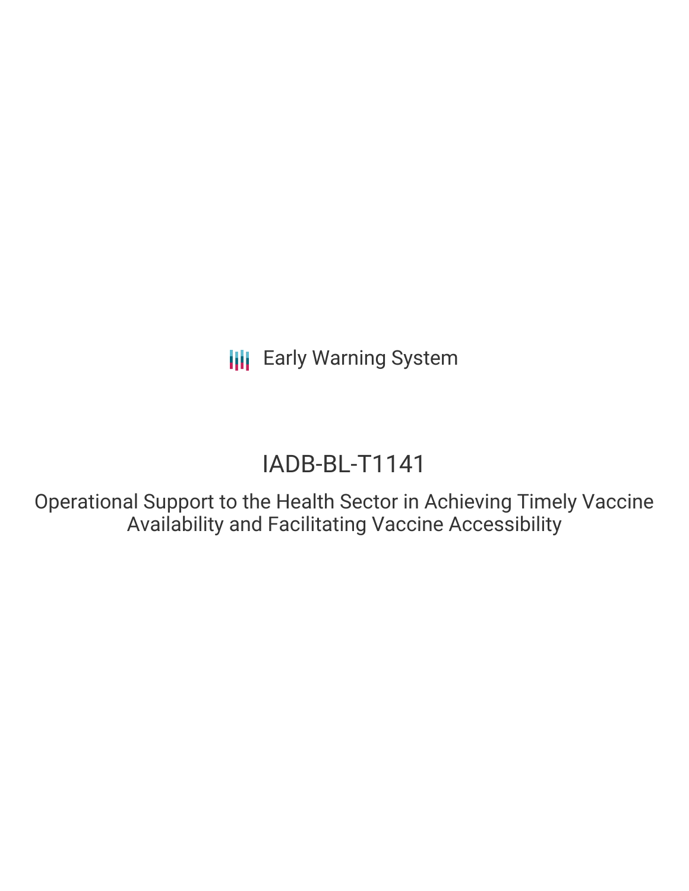Early Warning System

# IADB-BL-T1141

## Operational Support to the Health Sector in Achieving Timely Vaccine Availability and Facilitating Vaccine Accessibility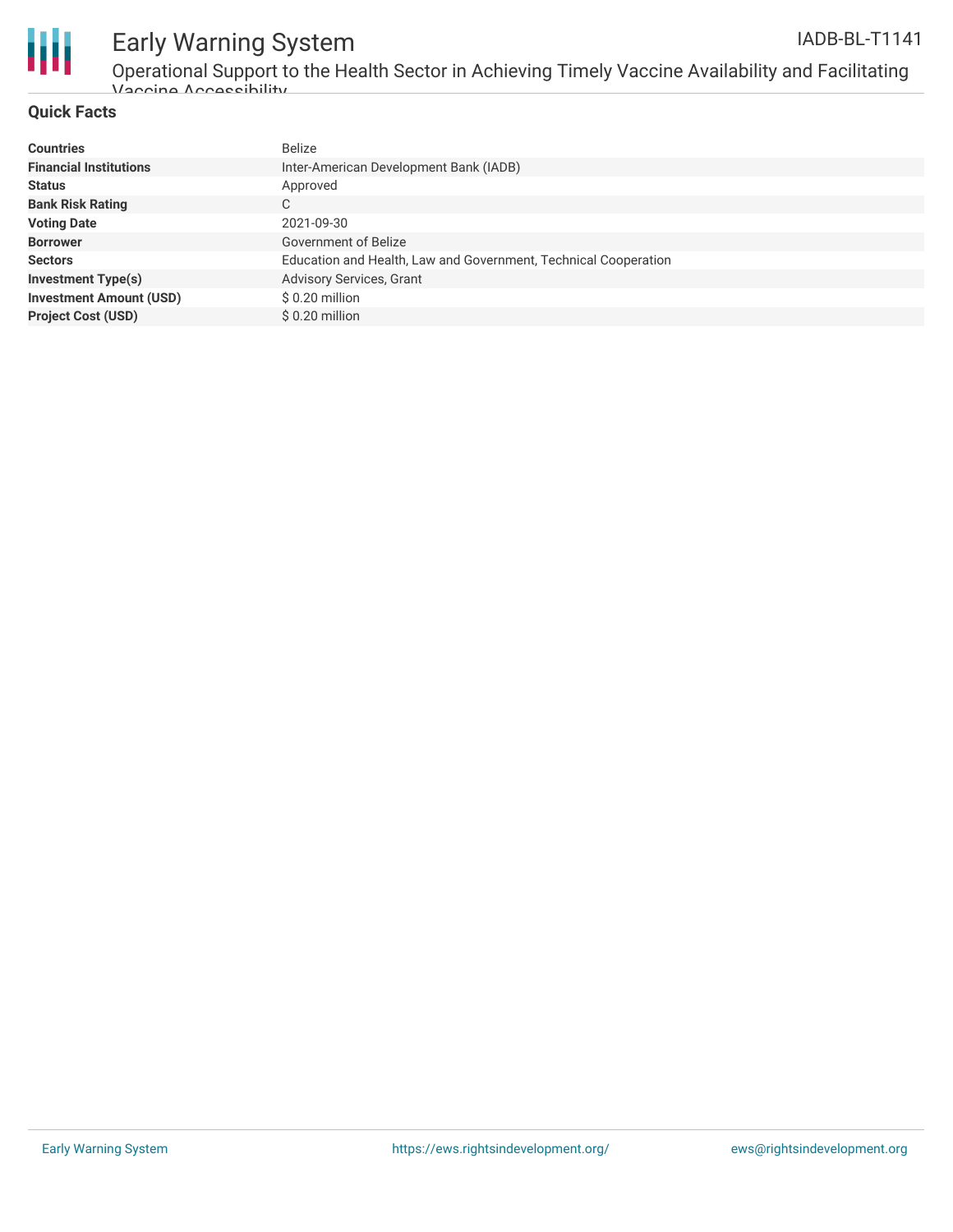## Quick Facts

| | |
|---|---|
| **Countries** | Belize |
| **Financial Institutions** | Inter-American Development Bank (IADB) |
| **Status** | Approved |
| **Bank Risk Rating** | C |
| **Voting Date** | 2021-09-30 |
| **Borrower** | Government of Belize |
| **Sectors** | Education and Health, Law and Government, Technical Cooperation |
| **Investment Type(s)** | Advisory Services, Grant |
| **Investment Amount (USD)** | $ 0.20 million |
| **Project Cost (USD)** | $ 0.20 million |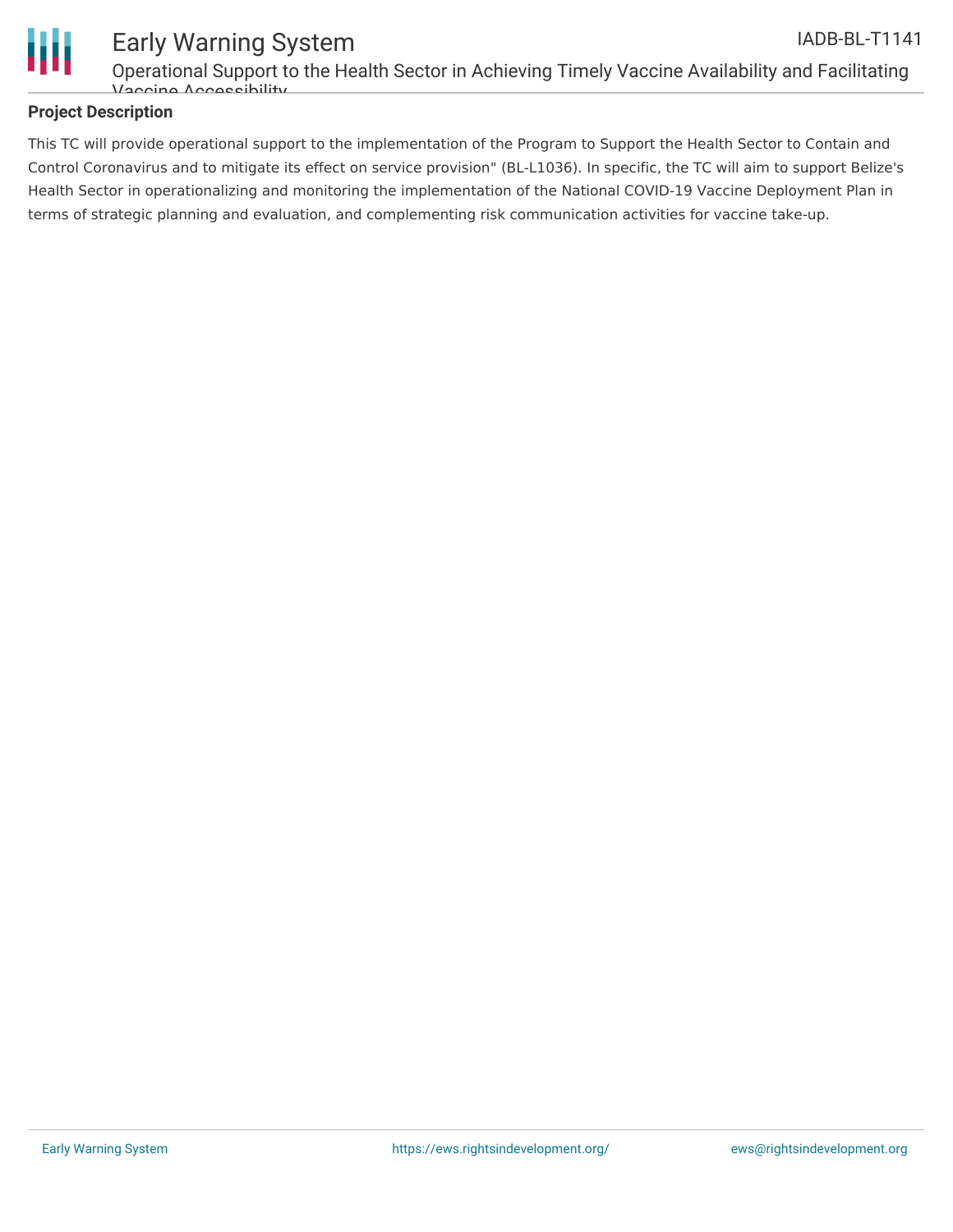## Project Description

This TC will provide operational support to the implementation of the Program to Support the Health Sector to Contain and Control Coronavirus and to mitigate its effect on service provision" (BL-L1036). In specific, the TC will aim to support Belize's Health Sector in operationalizing and monitoring the implementation of the National COVID-19 Vaccine Deployment Plan in terms of strategic planning and evaluation, and complementing risk communication activities for vaccine take-up.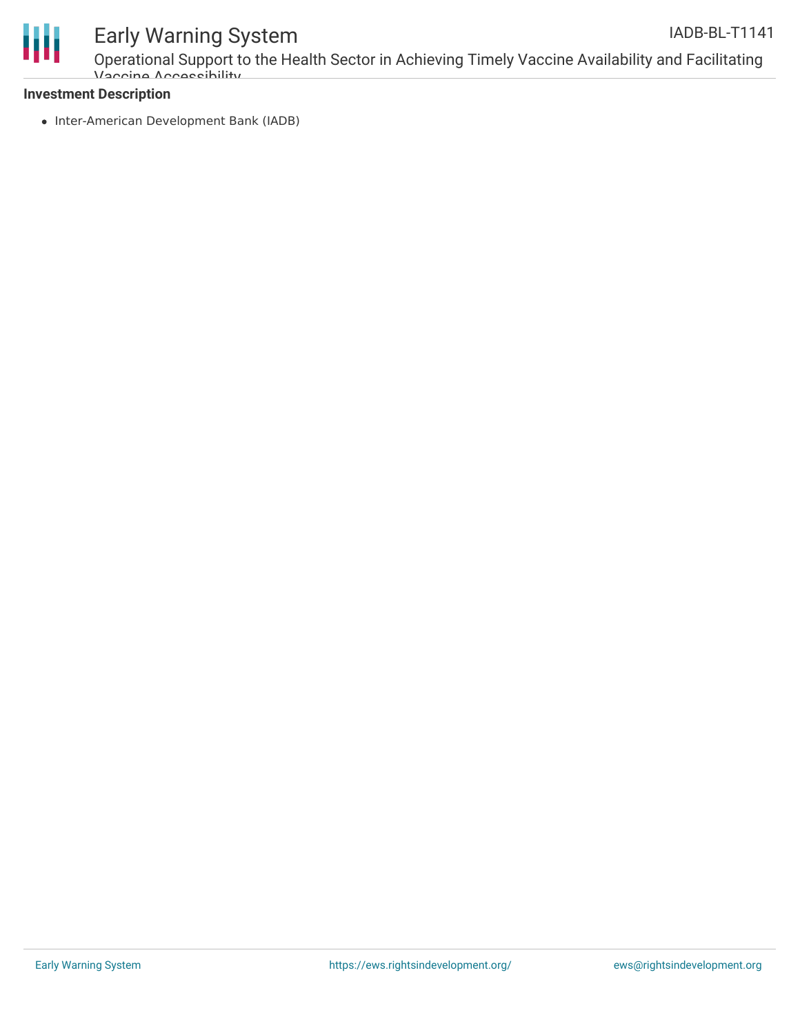**Investment Description**

- Inter-American Development Bank (IADB)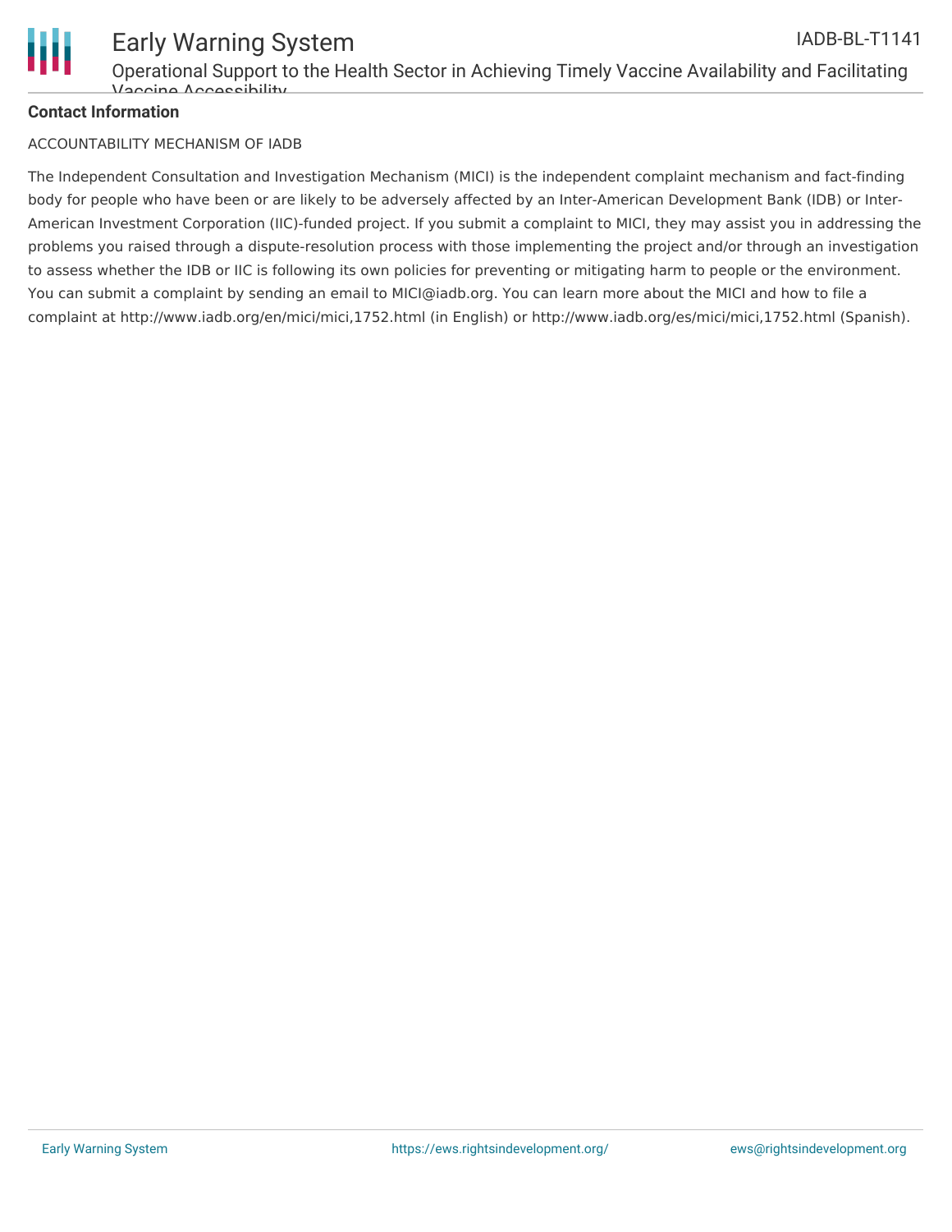**Contact Information**

ACCOUNTABILITY MECHANISM OF IADB

The Independent Consultation and Investigation Mechanism (MICI) is the independent complaint mechanism and fact-finding body for people who have been or are likely to be adversely affected by an Inter-American Development Bank (IDB) or Inter-American Investment Corporation (IIC)-funded project. If you submit a complaint to MICI, they may assist you in addressing the problems you raised through a dispute-resolution process with those implementing the project and/or through an investigation to assess whether the IDB or IIC is following its own policies for preventing or mitigating harm to people or the environment. You can submit a complaint by sending an email to MICI@iadb.org. You can learn more about the MICI and how to file a complaint at http://www.iadb.org/en/mici/mici,1752.html (in English) or http://www.iadb.org/es/mici/mici,1752.html (Spanish).